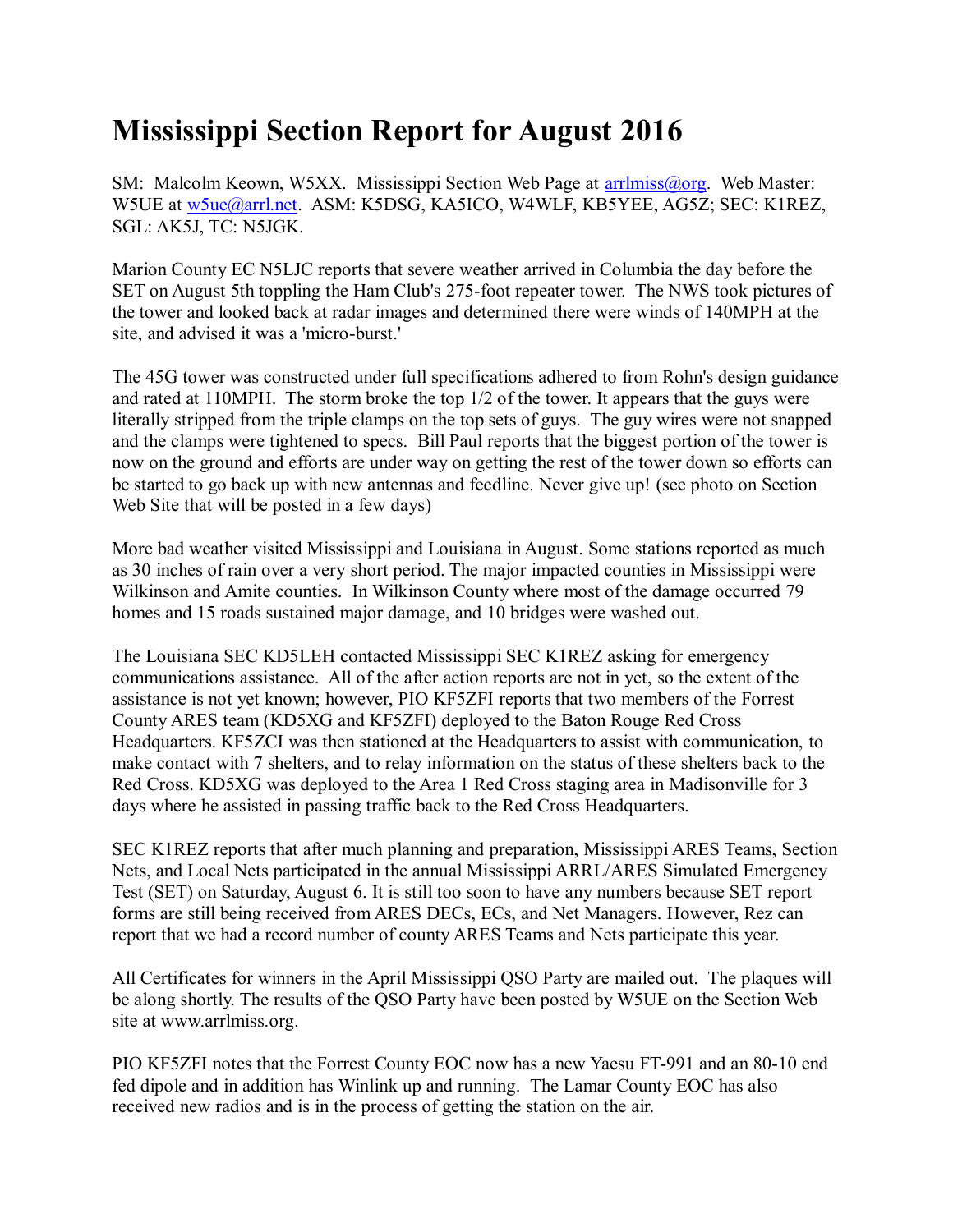# Mississippi Section Report for August 2016

SM: Malcolm Keown, W5XX. Mississippi Section Web Page at arrlmiss@org. Web Master: W5UE at w5ue@arrl.net. ASM: K5DSG, KA5ICO, W4WLF, KB5YEE, AG5Z; SEC: K1REZ, SGL: AK5J, TC: N5JGK.

Marion County EC N5LJC reports that severe weather arrived in Columbia the day before the SET on August 5th toppling the Ham Club's 275-foot repeater tower. The NWS took pictures of the tower and looked back at radar images and determined there were winds of 140MPH at the site, and advised it was a 'micro-burst.'

The 45G tower was constructed under full specifications adhered to from Rohn's design guidance and rated at 110MPH. The storm broke the top 1/2 of the tower. It appears that the guys were literally stripped from the triple clamps on the top sets of guys. The guy wires were not snapped and the clamps were tightened to specs. Bill Paul reports that the biggest portion of the tower is now on the ground and efforts are under way on getting the rest of the tower down so efforts can be started to go back up with new antennas and feedline. Never give up! (see photo on Section Web Site that will be posted in a few days)

More bad weather visited Mississippi and Louisiana in August. Some stations reported as much as 30 inches of rain over a very short period. The major impacted counties in Mississippi were Wilkinson and Amite counties. In Wilkinson County where most of the damage occurred 79 homes and 15 roads sustained major damage, and 10 bridges were washed out.

The Louisiana SEC KD5LEH contacted Mississippi SEC K1REZ asking for emergency communications assistance. All of the after action reports are not in yet, so the extent of the assistance is not yet known; however, PIO KF5ZFI reports that two members of the Forrest County ARES team (KD5XG and KF5ZFI) deployed to the Baton Rouge Red Cross Headquarters. KF5ZCI was then stationed at the Headquarters to assist with communication, to make contact with 7 shelters, and to relay information on the status of these shelters back to the Red Cross. KD5XG was deployed to the Area 1 Red Cross staging area in Madisonville for 3 days where he assisted in passing traffic back to the Red Cross Headquarters.

SEC K1REZ reports that after much planning and preparation, Mississippi ARES Teams, Section Nets, and Local Nets participated in the annual Mississippi ARRL/ARES Simulated Emergency Test (SET) on Saturday, August 6. It is still too soon to have any numbers because SET report forms are still being received from ARES DECs, ECs, and Net Managers. However, Rez can report that we had a record number of county ARES Teams and Nets participate this year.

All Certificates for winners in the April Mississippi QSO Party are mailed out. The plaques will be along shortly. The results of the QSO Party have been posted by W5UE on the Section Web site at www.arrlmiss.org.

PIO KF5ZFI notes that the Forrest County EOC now has a new Yaesu FT-991 and an 80-10 end fed dipole and in addition has Winlink up and running. The Lamar County EOC has also received new radios and is in the process of getting the station on the air.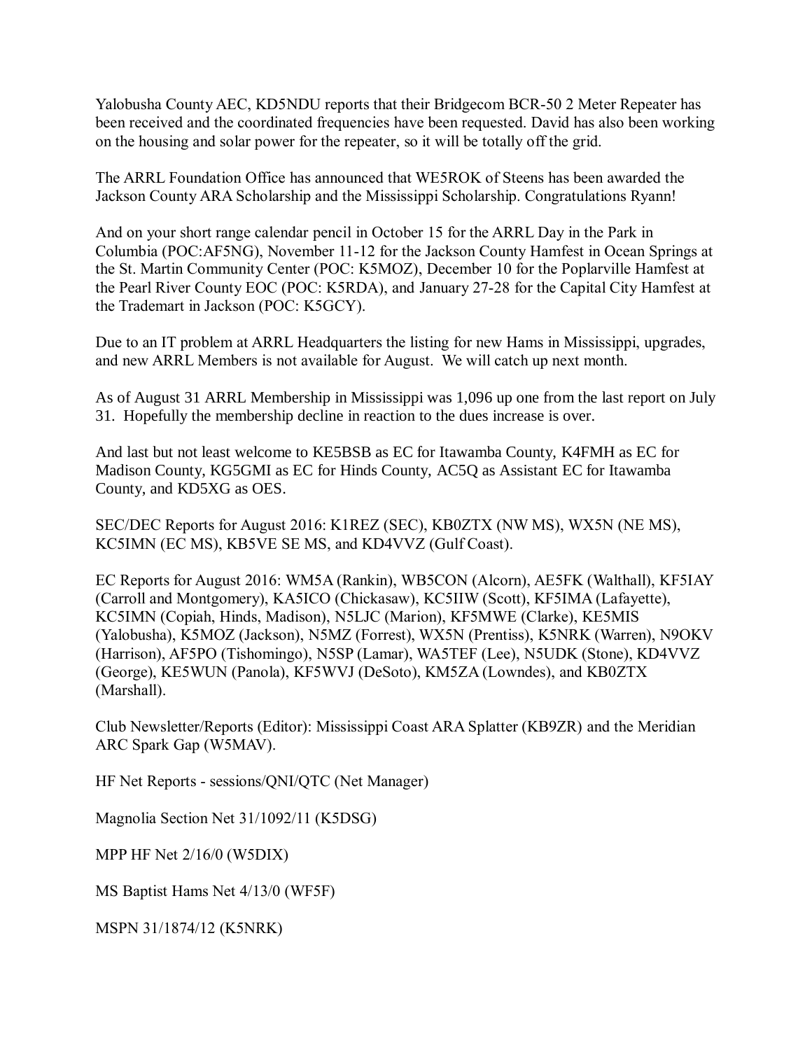Yalobusha County AEC, KD5NDU reports that their Bridgecom BCR-50 2 Meter Repeater has been received and the coordinated frequencies have been requested. David has also been working on the housing and solar power for the repeater, so it will be totally off the grid.

The ARRL Foundation Office has announced that WE5ROK of Steens has been awarded the Jackson County ARA Scholarship and the Mississippi Scholarship. Congratulations Ryann!

And on your short range calendar pencil in October 15 for the ARRL Day in the Park in Columbia (POC:AF5NG), November 11-12 for the Jackson County Hamfest in Ocean Springs at the St. Martin Community Center (POC: K5MOZ), December 10 for the Poplarville Hamfest at the Pearl River County EOC (POC: K5RDA), and January 27-28 for the Capital City Hamfest at the Trademart in Jackson (POC: K5GCY).

Due to an IT problem at ARRL Headquarters the listing for new Hams in Mississippi, upgrades, and new ARRL Members is not available for August. We will catch up next month.

As of August 31 ARRL Membership in Mississippi was 1,096 up one from the last report on July 31. Hopefully the membership decline in reaction to the dues increase is over.

And last but not least welcome to KE5BSB as EC for Itawamba County, K4FMH as EC for Madison County, KG5GMI as EC for Hinds County, AC5Q as Assistant EC for Itawamba County, and KD5XG as OES.

SEC/DEC Reports for August 2016: K1REZ (SEC), KB0ZTX (NW MS), WX5N (NE MS), KC5IMN (EC MS), KB5VE SE MS, and KD4VVZ (Gulf Coast).

EC Reports for August 2016: WM5A (Rankin), WB5CON (Alcorn), AE5FK (Walthall), KF5IAY (Carroll and Montgomery), KA5ICO (Chickasaw), KC5IIW (Scott), KF5IMA (Lafayette), KC5IMN (Copiah, Hinds, Madison), N5LJC (Marion), KF5MWE (Clarke), KE5MIS (Yalobusha), K5MOZ (Jackson), N5MZ (Forrest), WX5N (Prentiss), K5NRK (Warren), N9OKV (Harrison), AF5PO (Tishomingo), N5SP (Lamar), WA5TEF (Lee), N5UDK (Stone), KD4VVZ (George), KE5WUN (Panola), KF5WVJ (DeSoto), KM5ZA (Lowndes), and KB0ZTX (Marshall).

Club Newsletter/Reports (Editor): Mississippi Coast ARA Splatter (KB9ZR) and the Meridian ARC Spark Gap (W5MAV).

HF Net Reports - sessions/QNI/QTC (Net Manager)

Magnolia Section Net 31/1092/11 (K5DSG)

MPP HF Net 2/16/0 (W5DIX)

MS Baptist Hams Net 4/13/0 (WF5F)

MSPN 31/1874/12 (K5NRK)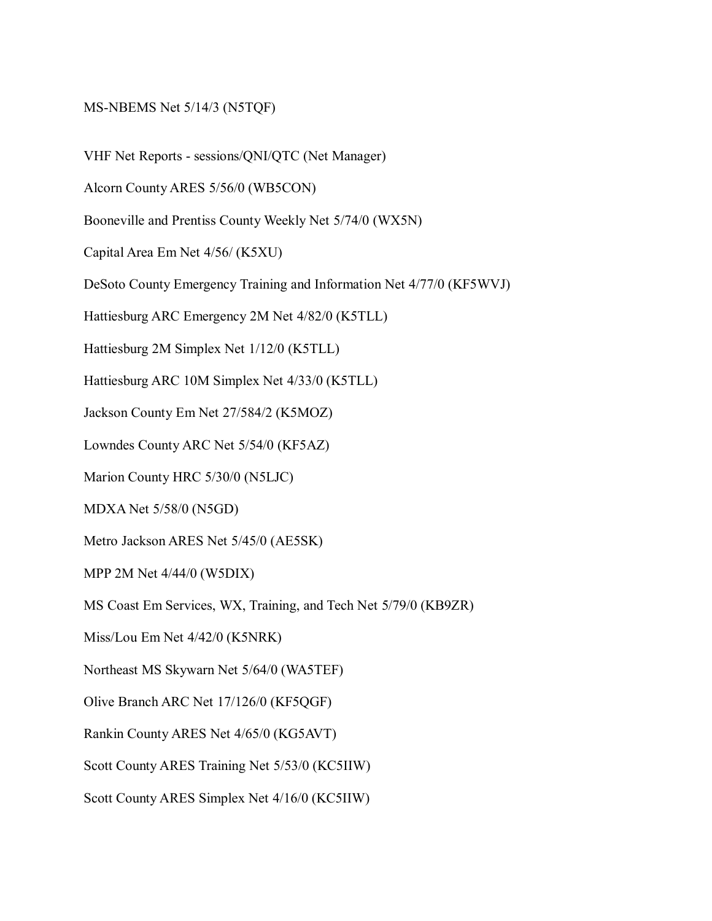MS-NBEMS Net 5/14/3 (N5TQF)

VHF Net Reports - sessions/QNI/QTC (Net Manager)

Alcorn County ARES 5/56/0 (WB5CON)

Booneville and Prentiss County Weekly Net 5/74/0 (WX5N)

Capital Area Em Net 4/56/ (K5XU)

DeSoto County Emergency Training and Information Net 4/77/0 (KF5WVJ)

Hattiesburg ARC Emergency 2M Net 4/82/0 (K5TLL)

Hattiesburg 2M Simplex Net 1/12/0 (K5TLL)

Hattiesburg ARC 10M Simplex Net 4/33/0 (K5TLL)

Jackson County Em Net 27/584/2 (K5MOZ)

Lowndes County ARC Net 5/54/0 (KF5AZ)

Marion County HRC 5/30/0 (N5LJC)

MDXA Net 5/58/0 (N5GD)

Metro Jackson ARES Net 5/45/0 (AE5SK)

MPP 2M Net 4/44/0 (W5DIX)

MS Coast Em Services, WX, Training, and Tech Net 5/79/0 (KB9ZR)

Miss/Lou Em Net 4/42/0 (K5NRK)

Northeast MS Skywarn Net 5/64/0 (WA5TEF)

Olive Branch ARC Net 17/126/0 (KF5QGF)

Rankin County ARES Net 4/65/0 (KG5AVT)

Scott County ARES Training Net 5/53/0 (KC5IIW)

Scott County ARES Simplex Net 4/16/0 (KC5IIW)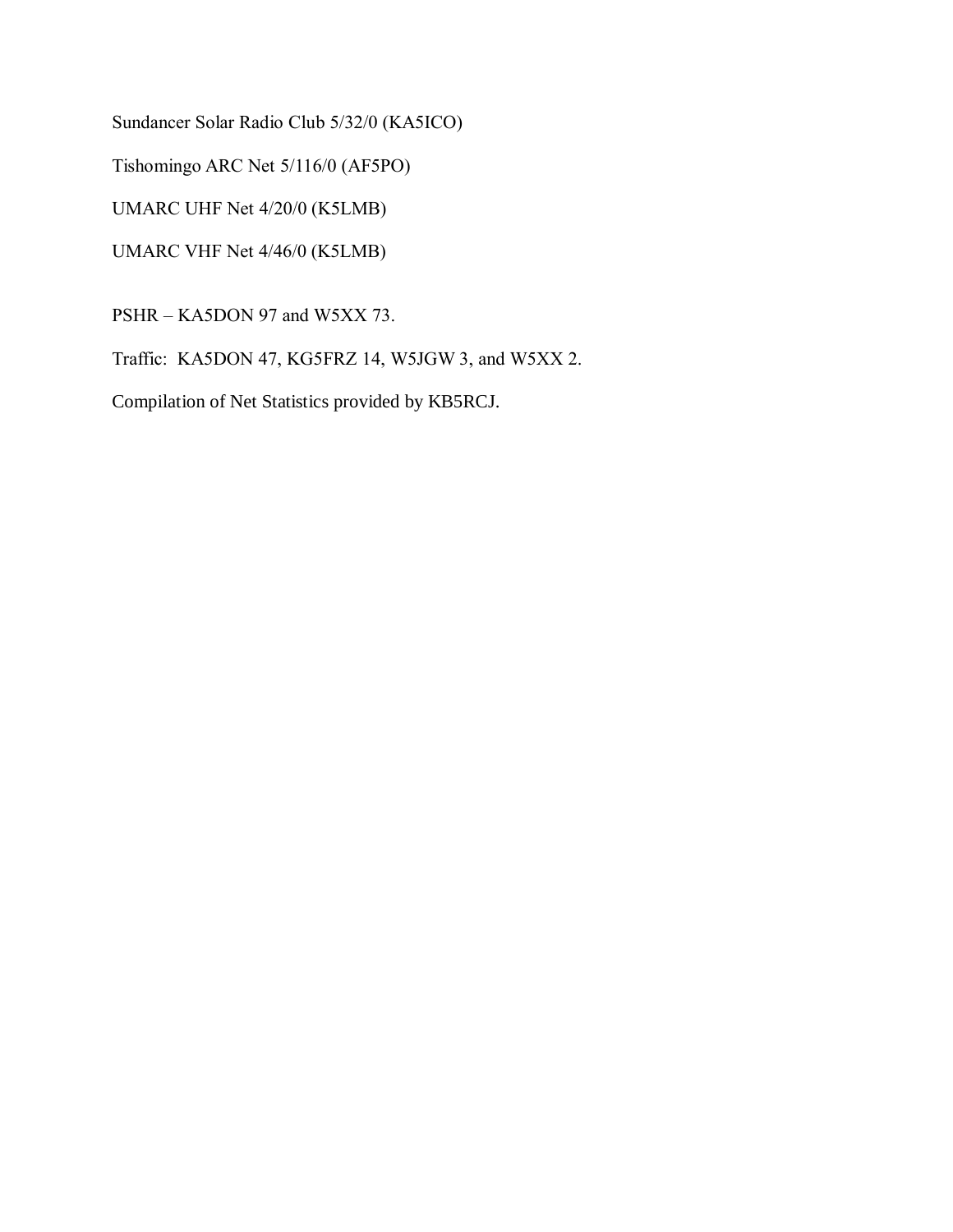Sundancer Solar Radio Club 5/32/0 (KA5ICO)

Tishomingo ARC Net 5/116/0 (AF5PO)

UMARC UHF Net 4/20/0 (K5LMB)

UMARC VHF Net 4/46/0 (K5LMB)

PSHR – KA5DON 97 and W5XX 73.

Traffic: KA5DON 47, KG5FRZ 14, W5JGW 3, and W5XX 2.

Compilation of Net Statistics provided by KB5RCJ.